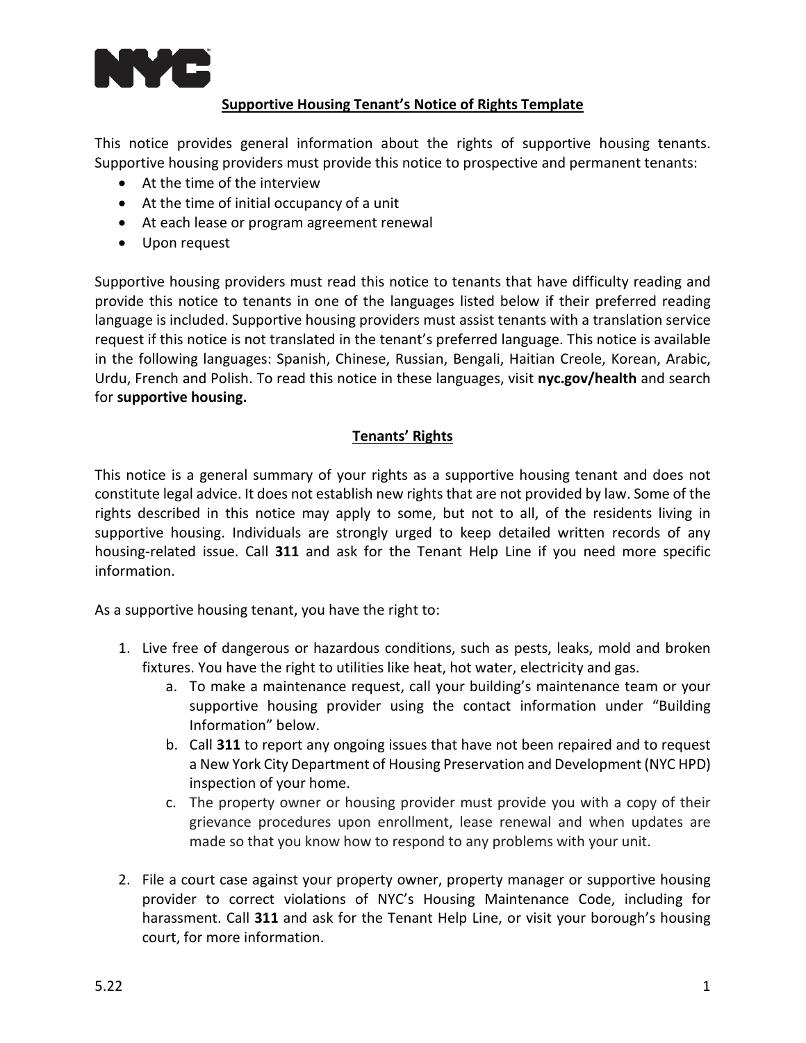NYC

# Supportive Housing Tenant's Notice of Rights Template

This notice provides general information about the rights of supportive housing tenants. Supportive housing providers must provide this notice to prospective and permanent tenants:

- At the time of the interview
- At the time of initial occupancy of a unit
- At each lease or program agreement renewal
- Upon request

Supportive housing providers must read this notice to tenants that have difficulty reading and provide this notice to tenants in one of the languages listed below if their preferred reading language is included. Supportive housing providers must assist tenants with a translation service request if this notice is not translated in the tenant's preferred language. This notice is available in the following languages: Spanish, Chinese, Russian, Bengali, Haitian Creole, Korean, Arabic, Urdu, French and Polish. To read this notice in these languages, visit **nyc.gov/health** and search for **supportive housing.**

## Tenants' Rights

This notice is a general summary of your rights as a supportive housing tenant and does not constitute legal advice. It does not establish new rights that are not provided by law. Some of the rights described in this notice may apply to some, but not to all, of the residents living in supportive housing. Individuals are strongly urged to keep detailed written records of any housing-related issue. Call **311** and ask for the Tenant Help Line if you need more specific information.

As a supportive housing tenant, you have the right to:

1. Live free of dangerous or hazardous conditions, such as pests, leaks, mold and broken fixtures. You have the right to utilities like heat, hot water, electricity and gas.
    a. To make a maintenance request, call your building's maintenance team or your supportive housing provider using the contact information under "Building Information" below.
    b. Call **311** to report any ongoing issues that have not been repaired and to request a New York City Department of Housing Preservation and Development (NYC HPD) inspection of your home.
    c. The property owner or housing provider must provide you with a copy of their grievance procedures upon enrollment, lease renewal and when updates are made so that you know how to respond to any problems with your unit.
2. File a court case against your property owner, property manager or supportive housing provider to correct violations of NYC's Housing Maintenance Code, including for harassment. Call **311** and ask for the Tenant Help Line, or visit your borough's housing court, for more information.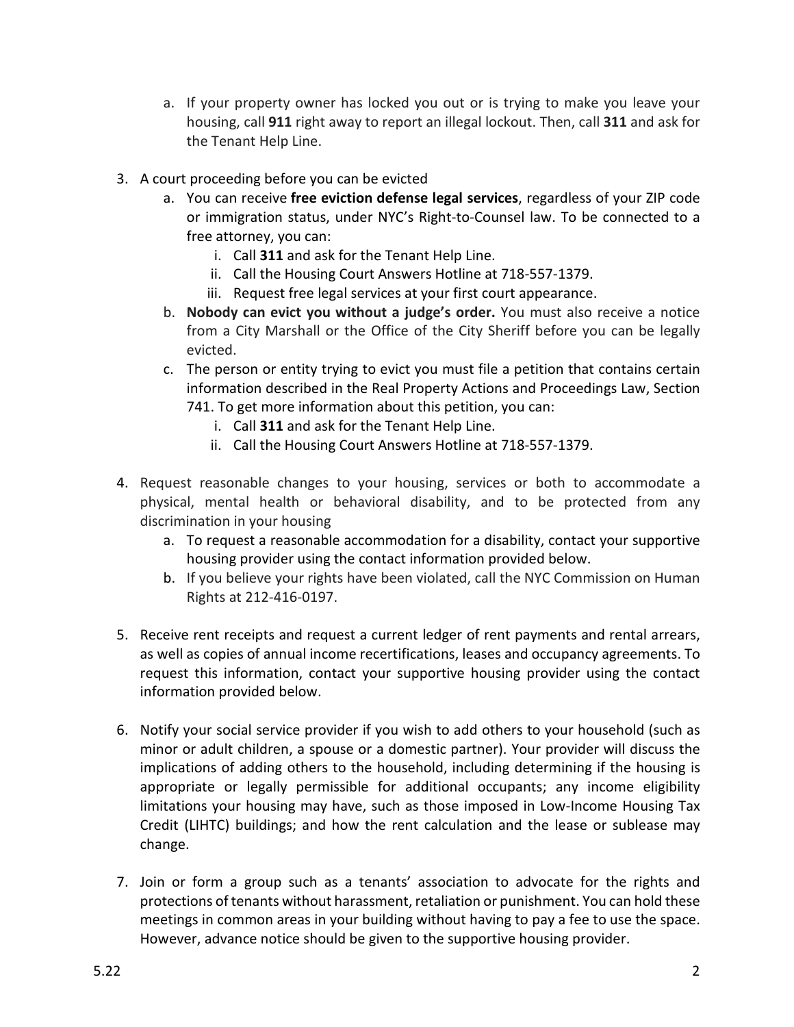a. If your property owner has locked you out or is trying to make you leave your housing, call **911** right away to report an illegal lockout. Then, call **311** and ask for the Tenant Help Line.

3. A court proceeding before you can be evicted
   a. You can receive **free eviction defense legal services**, regardless of your ZIP code or immigration status, under NYC's Right-to-Counsel law. To be connected to a free attorney, you can:
      i. Call **311** and ask for the Tenant Help Line.
      ii. Call the Housing Court Answers Hotline at 718-557-1379.
      iii. Request free legal services at your first court appearance.
   b. **Nobody can evict you without a judge's order.** You must also receive a notice from a City Marshall or the Office of the City Sheriff before you can be legally evicted.
   c. The person or entity trying to evict you must file a petition that contains certain information described in the Real Property Actions and Proceedings Law, Section 741. To get more information about this petition, you can:
      i. Call **311** and ask for the Tenant Help Line.
      ii. Call the Housing Court Answers Hotline at 718-557-1379.

4. Request reasonable changes to your housing, services or both to accommodate a physical, mental health or behavioral disability, and to be protected from any discrimination in your housing
   a. To request a reasonable accommodation for a disability, contact your supportive housing provider using the contact information provided below.
   b. If you believe your rights have been violated, call the NYC Commission on Human Rights at 212-416-0197.

5. Receive rent receipts and request a current ledger of rent payments and rental arrears, as well as copies of annual income recertifications, leases and occupancy agreements. To request this information, contact your supportive housing provider using the contact information provided below.

6. Notify your social service provider if you wish to add others to your household (such as minor or adult children, a spouse or a domestic partner). Your provider will discuss the implications of adding others to the household, including determining if the housing is appropriate or legally permissible for additional occupants; any income eligibility limitations your housing may have, such as those imposed in Low-Income Housing Tax Credit (LIHTC) buildings; and how the rent calculation and the lease or sublease may change.

7. Join or form a group such as a tenants' association to advocate for the rights and protections of tenants without harassment, retaliation or punishment. You can hold these meetings in common areas in your building without having to pay a fee to use the space. However, advance notice should be given to the supportive housing provider.

5.22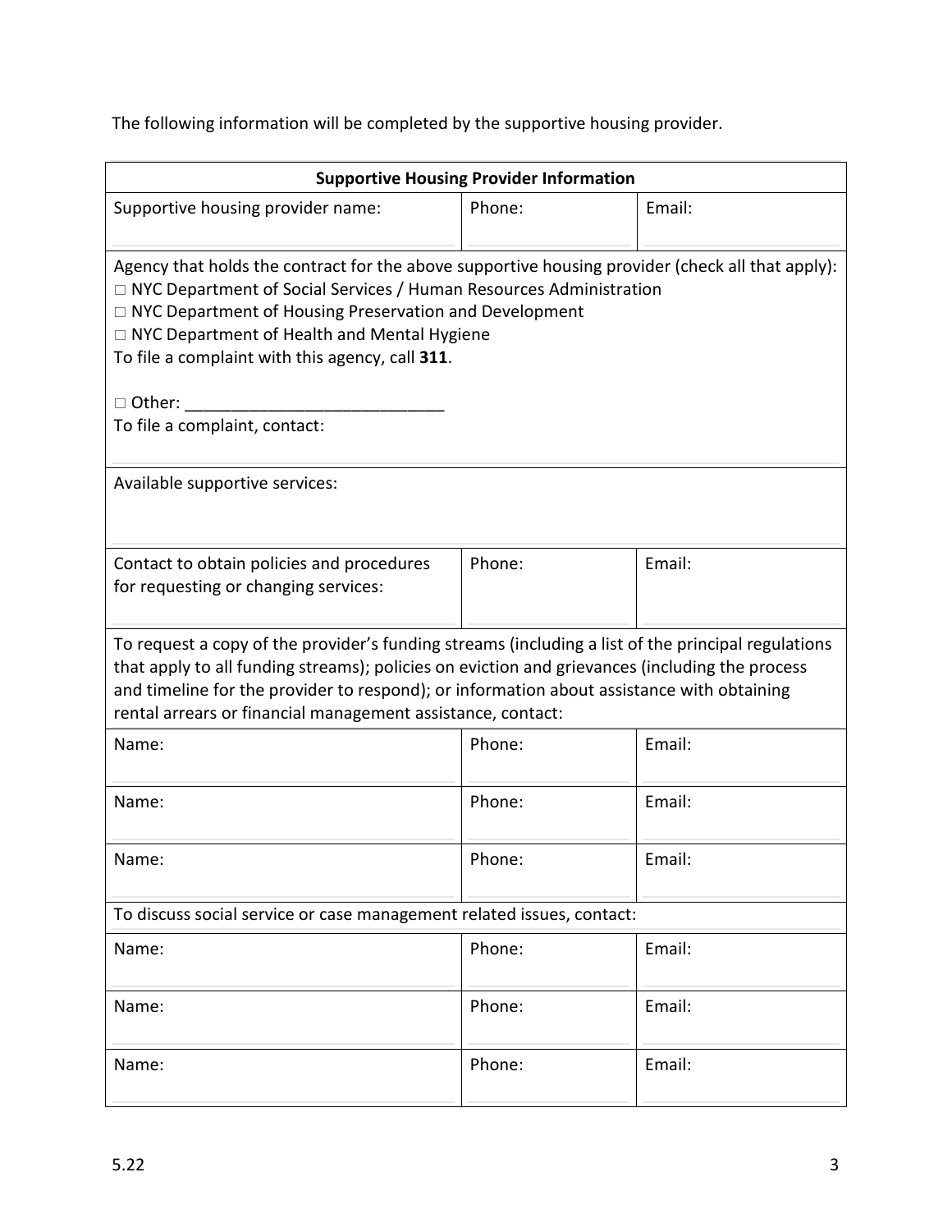The following information will be completed by the supportive housing provider.

| Supportive Housing Provider Information | | |
|---|---|---|
| Supportive housing provider name: | Phone: | Email: |
| Agency that holds the contract for the above supportive housing provider (check all that apply):<br>□ NYC Department of Social Services / Human Resources Administration<br>□ NYC Department of Housing Preservation and Development<br>□ NYC Department of Health and Mental Hygiene<br>To file a complaint with this agency, call **311**.<br><br>□ Other: ___________________________<br>To file a complaint, contact: | | |
| Available supportive services: | | |
| Contact to obtain policies and procedures for requesting or changing services: | Phone: | Email: |
| To request a copy of the provider's funding streams (including a list of the principal regulations that apply to all funding streams); policies on eviction and grievances (including the process and timeline for the provider to respond); or information about assistance with obtaining rental arrears or financial management assistance, contact: | | |
| Name: | Phone: | Email: |
| Name: | Phone: | Email: |
| Name: | Phone: | Email: |
| To discuss social service or case management related issues, contact: | | |
| Name: | Phone: | Email: |
| Name: | Phone: | Email: |
| Name: | Phone: | Email: |

5.22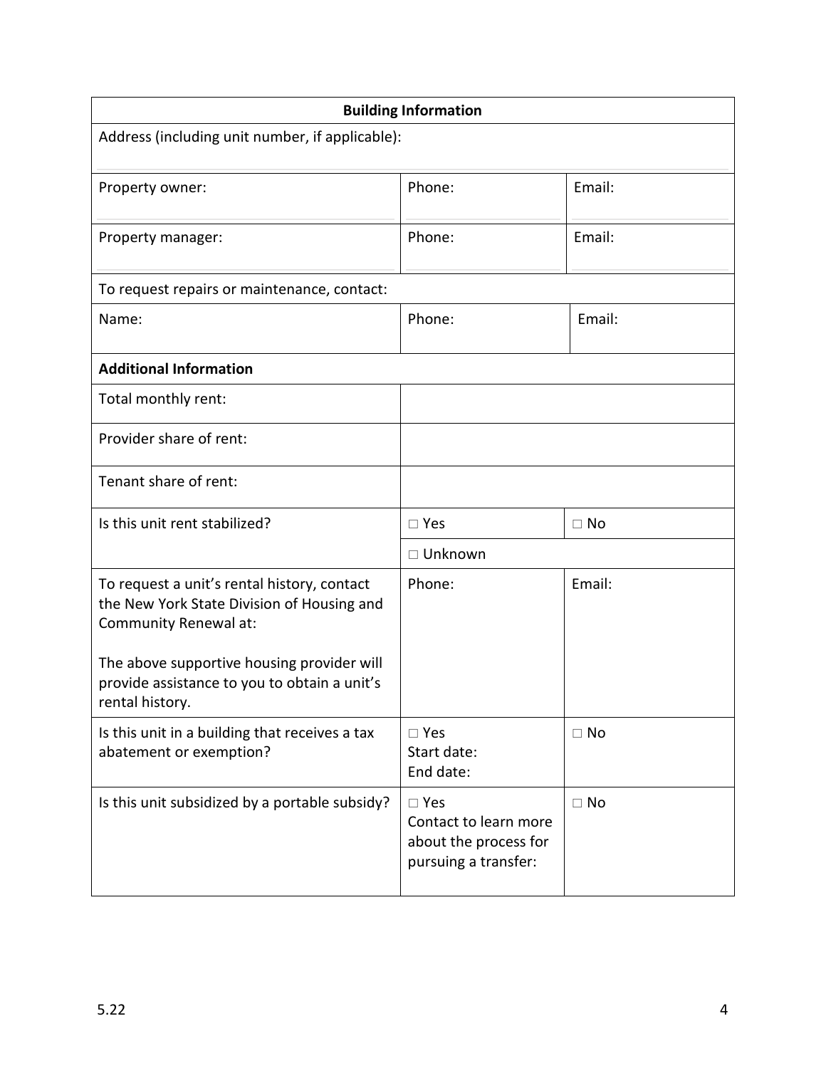| Building Information | | |
|---|---|---|
| Address (including unit number, if applicable): | | |
| Property owner: | Phone: | Email: |
| Property manager: | Phone: | Email: |
| To request repairs or maintenance, contact: | | |
| Name: | Phone: | Email: |
| **Additional Information** | | |
| Total monthly rent: | | |
| Provider share of rent: | | |
| Tenant share of rent: | | |
| Is this unit rent stabilized? | □ Yes | □ No |
| | □ Unknown | |
| To request a unit's rental history, contact the New York State Division of Housing and Community Renewal at:<br><br>The above supportive housing provider will provide assistance to you to obtain a unit's rental history. | Phone: | Email: |
| Is this unit in a building that receives a tax abatement or exemption? | □ Yes<br>Start date:<br>End date: | □ No |
| Is this unit subsidized by a portable subsidy? | □ Yes<br>Contact to learn more about the process for pursuing a transfer: | □ No |

5.22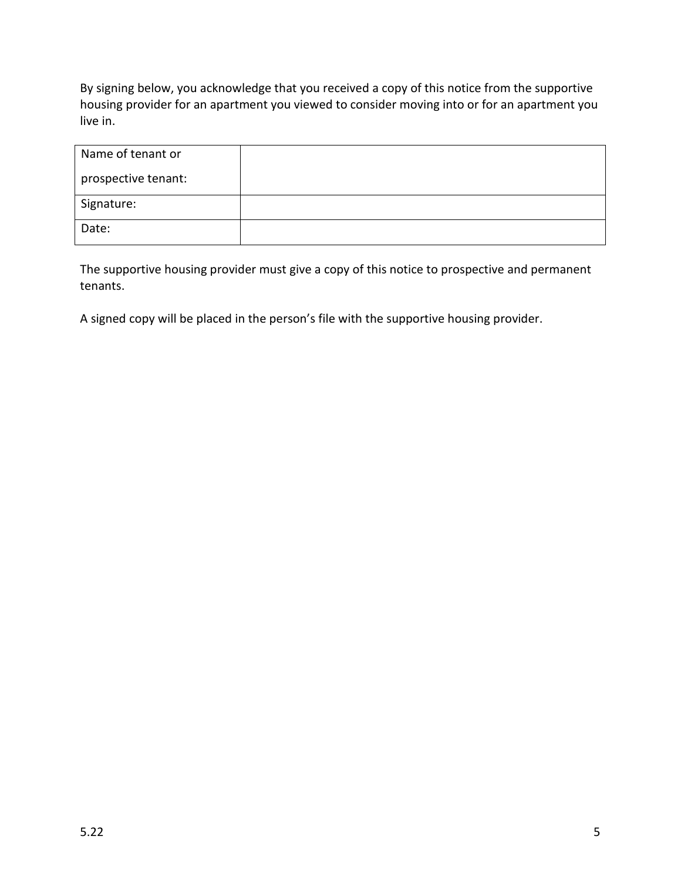By signing below, you acknowledge that you received a copy of this notice from the supportive housing provider for an apartment you viewed to consider moving into or for an apartment you live in.

| | |
|---|---|
| Name of tenant or prospective tenant: | |
| Signature: | |
| Date: | |

The supportive housing provider must give a copy of this notice to prospective and permanent tenants.

A signed copy will be placed in the person's file with the supportive housing provider.